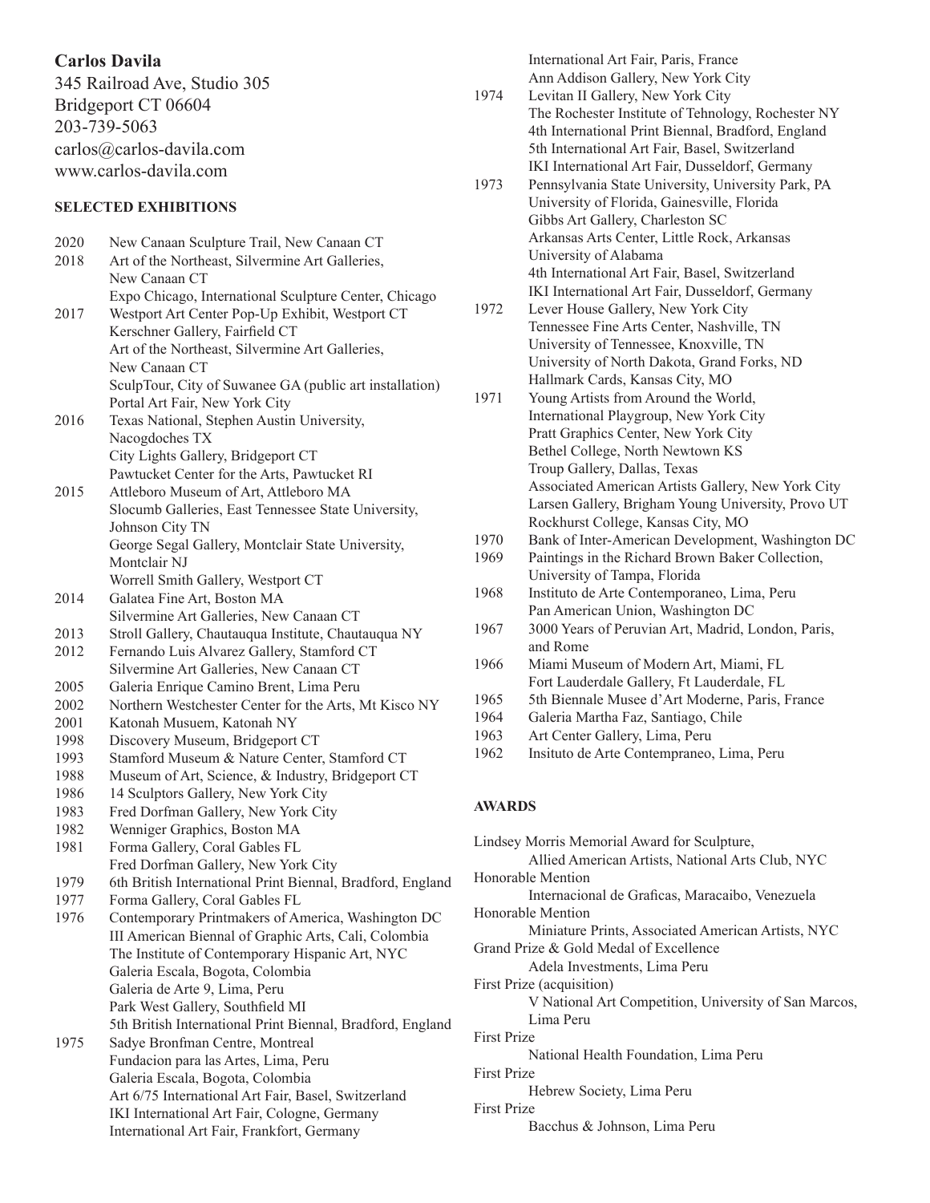**Carlos Davila**
345 Railroad Ave, Studio 305
Bridgeport CT 06604
203-739-5063
carlos@carlos-davila.com
www.carlos-davila.com

## SELECTED EXHIBITIONS

2020 New Canaan Sculpture Trail, New Canaan CT

2018 Art of the Northeast, Silvermine Art Galleries, New Canaan CT
Expo Chicago, International Sculpture Center, Chicago

2017 Westport Art Center Pop-Up Exhibit, Westport CT
Kerschner Gallery, Fairfield CT
Art of the Northeast, Silvermine Art Galleries, New Canaan CT
SculpTour, City of Suwanee GA (public art installation)
Portal Art Fair, New York City

2016 Texas National, Stephen Austin University, Nacogdoches TX
City Lights Gallery, Bridgeport CT
Pawtucket Center for the Arts, Pawtucket RI

2015 Attleboro Museum of Art, Attleboro MA
Slocumb Galleries, East Tennessee State University, Johnson City TN
George Segal Gallery, Montclair State University, Montclair NJ
Worrell Smith Gallery, Westport CT

2014 Galatea Fine Art, Boston MA
Silvermine Art Galleries, New Canaan CT

2013 Stroll Gallery, Chautauqua Institute, Chautauqua NY

2012 Fernando Luis Alvarez Gallery, Stamford CT
Silvermine Art Galleries, New Canaan CT

2005 Galeria Enrique Camino Brent, Lima Peru

2002 Northern Westchester Center for the Arts, Mt Kisco NY

2001 Katonah Musuem, Katonah NY

1998 Discovery Museum, Bridgeport CT

1993 Stamford Museum & Nature Center, Stamford CT

1988 Museum of Art, Science, & Industry, Bridgeport CT

1986 14 Sculptors Gallery, New York City

1983 Fred Dorfman Gallery, New York City

1982 Wenniger Graphics, Boston MA

1981 Forma Gallery, Coral Gables FL
Fred Dorfman Gallery, New York City

1979 6th British International Print Biennal, Bradford, England

1977 Forma Gallery, Coral Gables FL

1976 Contemporary Printmakers of America, Washington DC
III American Biennal of Graphic Arts, Cali, Colombia
The Institute of Contemporary Hispanic Art, NYC
Galeria Escala, Bogota, Colombia
Galeria de Arte 9, Lima, Peru
Park West Gallery, Southfield MI
5th British International Print Biennal, Bradford, England

1975 Sadye Bronfman Centre, Montreal
Fundacion para las Artes, Lima, Peru
Galeria Escala, Bogota, Colombia
Art 6/75 International Art Fair, Basel, Switzerland
IKI International Art Fair, Cologne, Germany
International Art Fair, Frankfort, Germany
International Art Fair, Paris, France
Ann Addison Gallery, New York City

1974 Levitan II Gallery, New York City
The Rochester Institute of Tehnology, Rochester NY
4th International Print Biennal, Bradford, England
5th International Art Fair, Basel, Switzerland
IKI International Art Fair, Dusseldorf, Germany

1973 Pennsylvania State University, University Park, PA
University of Florida, Gainesville, Florida
Gibbs Art Gallery, Charleston SC
Arkansas Arts Center, Little Rock, Arkansas
University of Alabama
4th International Art Fair, Basel, Switzerland
IKI International Art Fair, Dusseldorf, Germany

1972 Lever House Gallery, New York City
Tennessee Fine Arts Center, Nashville, TN
University of Tennessee, Knoxville, TN
University of North Dakota, Grand Forks, ND
Hallmark Cards, Kansas City, MO

1971 Young Artists from Around the World, International Playgroup, New York City
Pratt Graphics Center, New York City
Bethel College, North Newtown KS
Troup Gallery, Dallas, Texas
Associated American Artists Gallery, New York City
Larsen Gallery, Brigham Young University, Provo UT
Rockhurst College, Kansas City, MO

1970 Bank of Inter-American Development, Washington DC

1969 Paintings in the Richard Brown Baker Collection, University of Tampa, Florida

1968 Instituto de Arte Contemporaneo, Lima, Peru
Pan American Union, Washington DC

1967 3000 Years of Peruvian Art, Madrid, London, Paris, and Rome

1966 Miami Museum of Modern Art, Miami, FL
Fort Lauderdale Gallery, Ft Lauderdale, FL

1965 5th Biennale Musee d'Art Moderne, Paris, France

1964 Galeria Martha Faz, Santiago, Chile

1963 Art Center Gallery, Lima, Peru

1962 Insituto de Arte Contempraneo, Lima, Peru

## AWARDS

Lindsey Morris Memorial Award for Sculpture,
Allied American Artists, National Arts Club, NYC

Honorable Mention
Internacional de Graficas, Maracaibo, Venezuela

Honorable Mention
Miniature Prints, Associated American Artists, NYC

Grand Prize & Gold Medal of Excellence
Adela Investments, Lima Peru

First Prize (acquisition)
V National Art Competition, University of San Marcos, Lima Peru

First Prize
National Health Foundation, Lima Peru

First Prize
Hebrew Society, Lima Peru

First Prize
Bacchus & Johnson, Lima Peru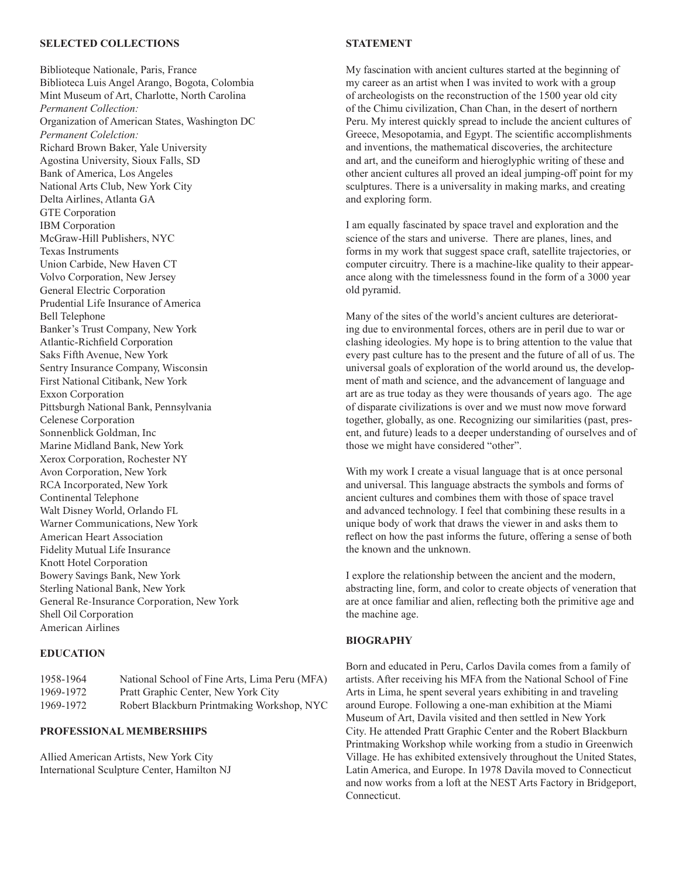## SELECTED COLLECTIONS

Biblioteque Nationale, Paris, France
Biblioteca Luis Angel Arango, Bogota, Colombia
Mint Museum of Art, Charlotte, North Carolina
*Permanent Collection:*
Organization of American States, Washington DC
*Permanent Colelction:*
Richard Brown Baker, Yale University
Agostina University, Sioux Falls, SD
Bank of America, Los Angeles
National Arts Club, New York City
Delta Airlines, Atlanta GA
GTE Corporation
IBM Corporation
McGraw-Hill Publishers, NYC
Texas Instruments
Union Carbide, New Haven CT
Volvo Corporation, New Jersey
General Electric Corporation
Prudential Life Insurance of America
Bell Telephone
Banker's Trust Company, New York
Atlantic-Richfield Corporation
Saks Fifth Avenue, New York
Sentry Insurance Company, Wisconsin
First National Citibank, New York
Exxon Corporation
Pittsburgh National Bank, Pennsylvania
Celenese Corporation
Sonnenblick Goldman, Inc
Marine Midland Bank, New York
Xerox Corporation, Rochester NY
Avon Corporation, New York
RCA Incorporated, New York
Continental Telephone
Walt Disney World, Orlando FL
Warner Communications, New York
American Heart Association
Fidelity Mutual Life Insurance
Knott Hotel Corporation
Bowery Savings Bank, New York
Sterling National Bank, New York
General Re-Insurance Corporation, New York
Shell Oil Corporation
American Airlines

## EDUCATION

| | |
|---|---|
| 1958-1964 | National School of Fine Arts, Lima Peru (MFA) |
| 1969-1972 | Pratt Graphic Center, New York City |
| 1969-1972 | Robert Blackburn Printmaking Workshop, NYC |

## PROFESSIONAL MEMBERSHIPS

Allied American Artists, New York City
International Sculpture Center, Hamilton NJ

## STATEMENT

My fascination with ancient cultures started at the beginning of my career as an artist when I was invited to work with a group of archeologists on the reconstruction of the 1500 year old city of the Chimu civilization, Chan Chan, in the desert of northern Peru. My interest quickly spread to include the ancient cultures of Greece, Mesopotamia, and Egypt. The scientific accomplishments and inventions, the mathematical discoveries, the architecture and art, and the cuneiform and hieroglyphic writing of these and other ancient cultures all proved an ideal jumping-off point for my sculptures. There is a universality in making marks, and creating and exploring form.

I am equally fascinated by space travel and exploration and the science of the stars and universe. There are planes, lines, and forms in my work that suggest space craft, satellite trajectories, or computer circuitry. There is a machine-like quality to their appearance along with the timelessness found in the form of a 3000 year old pyramid.

Many of the sites of the world's ancient cultures are deteriorating due to environmental forces, others are in peril due to war or clashing ideologies. My hope is to bring attention to the value that every past culture has to the present and the future of all of us. The universal goals of exploration of the world around us, the development of math and science, and the advancement of language and art are as true today as they were thousands of years ago. The age of disparate civilizations is over and we must now move forward together, globally, as one. Recognizing our similarities (past, present, and future) leads to a deeper understanding of ourselves and of those we might have considered "other".

With my work I create a visual language that is at once personal and universal. This language abstracts the symbols and forms of ancient cultures and combines them with those of space travel and advanced technology. I feel that combining these results in a unique body of work that draws the viewer in and asks them to reflect on how the past informs the future, offering a sense of both the known and the unknown.

I explore the relationship between the ancient and the modern, abstracting line, form, and color to create objects of veneration that are at once familiar and alien, reflecting both the primitive age and the machine age.

## BIOGRAPHY

Born and educated in Peru, Carlos Davila comes from a family of artists. After receiving his MFA from the National School of Fine Arts in Lima, he spent several years exhibiting in and traveling around Europe. Following a one-man exhibition at the Miami Museum of Art, Davila visited and then settled in New York City. He attended Pratt Graphic Center and the Robert Blackburn Printmaking Workshop while working from a studio in Greenwich Village. He has exhibited extensively throughout the United States, Latin America, and Europe. In 1978 Davila moved to Connecticut and now works from a loft at the NEST Arts Factory in Bridgeport, Connecticut.